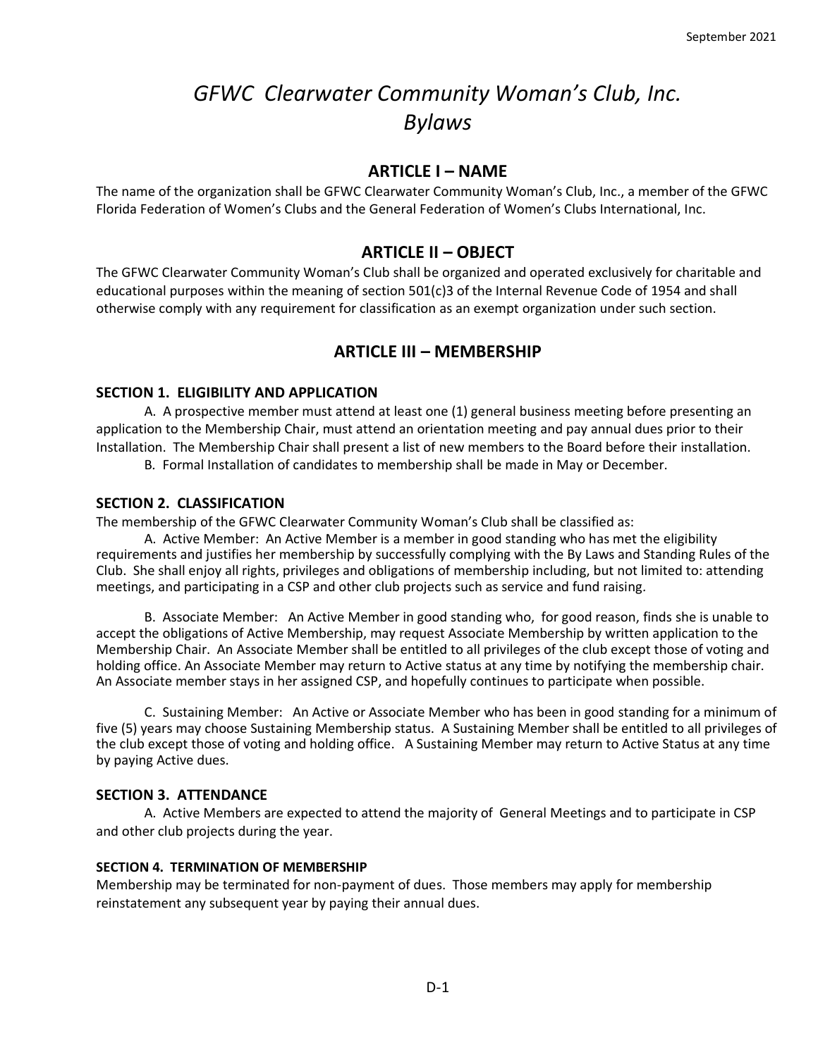# *GFWC Clearwater Community Woman's Club, Inc.*
# *Bylaws*

## ARTICLE I – NAME

The name of the organization shall be GFWC Clearwater Community Woman's Club, Inc., a member of the GFWC Florida Federation of Women's Clubs and the General Federation of Women's Clubs International, Inc.

## ARTICLE II – OBJECT

The GFWC Clearwater Community Woman's Club shall be organized and operated exclusively for charitable and educational purposes within the meaning of section 501(c)3 of the Internal Revenue Code of 1954 and shall otherwise comply with any requirement for classification as an exempt organization under such section.

## ARTICLE III – MEMBERSHIP

### SECTION 1. ELIGIBILITY AND APPLICATION

A. A prospective member must attend at least one (1) general business meeting before presenting an application to the Membership Chair, must attend an orientation meeting and pay annual dues prior to their Installation. The Membership Chair shall present a list of new members to the Board before their installation.

B. Formal Installation of candidates to membership shall be made in May or December.

### SECTION 2. CLASSIFICATION

The membership of the GFWC Clearwater Community Woman's Club shall be classified as:

A. Active Member: An Active Member is a member in good standing who has met the eligibility requirements and justifies her membership by successfully complying with the By Laws and Standing Rules of the Club. She shall enjoy all rights, privileges and obligations of membership including, but not limited to: attending meetings, and participating in a CSP and other club projects such as service and fund raising.

B. Associate Member: An Active Member in good standing who, for good reason, finds she is unable to accept the obligations of Active Membership, may request Associate Membership by written application to the Membership Chair. An Associate Member shall be entitled to all privileges of the club except those of voting and holding office. An Associate Member may return to Active status at any time by notifying the membership chair. An Associate member stays in her assigned CSP, and hopefully continues to participate when possible.

C. Sustaining Member: An Active or Associate Member who has been in good standing for a minimum of five (5) years may choose Sustaining Membership status. A Sustaining Member shall be entitled to all privileges of the club except those of voting and holding office. A Sustaining Member may return to Active Status at any time by paying Active dues.

### SECTION 3. ATTENDANCE

A. Active Members are expected to attend the majority of General Meetings and to participate in CSP and other club projects during the year.

### SECTION 4. TERMINATION OF MEMBERSHIP

Membership may be terminated for non-payment of dues. Those members may apply for membership reinstatement any subsequent year by paying their annual dues.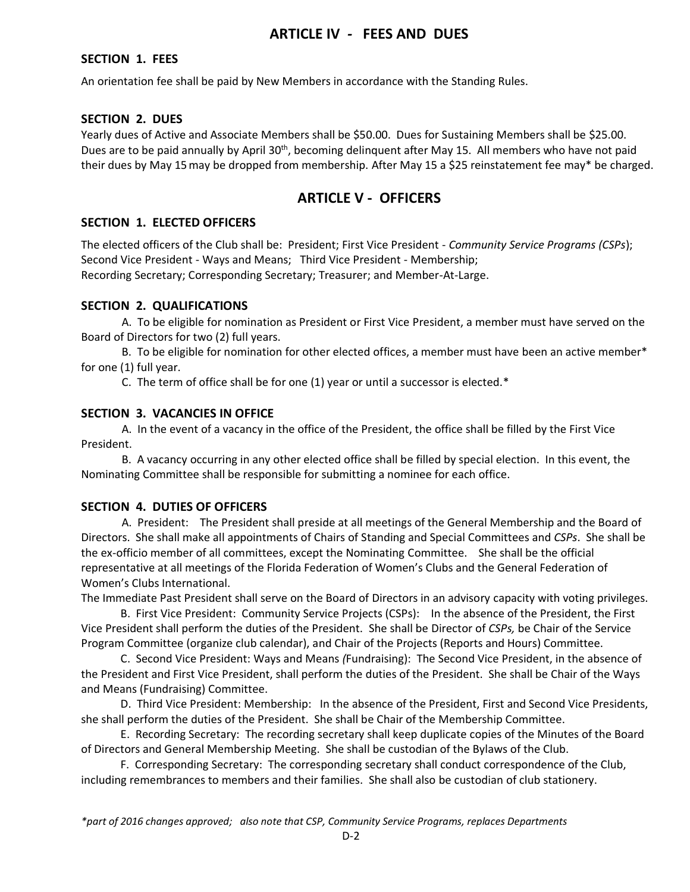## ARTICLE IV - FEES AND DUES

### SECTION 1. FEES

An orientation fee shall be paid by New Members in accordance with the Standing Rules.

### SECTION 2. DUES

Yearly dues of Active and Associate Members shall be $50.00. Dues for Sustaining Members shall be $25.00. Dues are to be paid annually by April 30th, becoming delinquent after May 15. All members who have not paid their dues by May 15 may be dropped from membership. After May 15 a $25 reinstatement fee may* be charged.

## ARTICLE V - OFFICERS

### SECTION 1. ELECTED OFFICERS

The elected officers of the Club shall be: President; First Vice President - *Community Service Programs (CSPs)*; Second Vice President - Ways and Means; Third Vice President - Membership; Recording Secretary; Corresponding Secretary; Treasurer; and Member-At-Large.

### SECTION 2. QUALIFICATIONS

A. To be eligible for nomination as President or First Vice President, a member must have served on the Board of Directors for two (2) full years.

B. To be eligible for nomination for other elected offices, a member must have been an active member* for one (1) full year.

C. The term of office shall be for one (1) year or until a successor is elected.*

### SECTION 3. VACANCIES IN OFFICE

A. In the event of a vacancy in the office of the President, the office shall be filled by the First Vice President.

B. A vacancy occurring in any other elected office shall be filled by special election. In this event, the Nominating Committee shall be responsible for submitting a nominee for each office.

### SECTION 4. DUTIES OF OFFICERS

A. President: The President shall preside at all meetings of the General Membership and the Board of Directors. She shall make all appointments of Chairs of Standing and Special Committees and *CSPs*. She shall be the ex-officio member of all committees, except the Nominating Committee. She shall be the official representative at all meetings of the Florida Federation of Women's Clubs and the General Federation of Women's Clubs International.

The Immediate Past President shall serve on the Board of Directors in an advisory capacity with voting privileges.

B. First Vice President: Community Service Projects (CSPs): In the absence of the President, the First Vice President shall perform the duties of the President. She shall be Director of *CSPs,* be Chair of the Service Program Committee (organize club calendar), and Chair of the Projects (Reports and Hours) Committee.

C. Second Vice President: Ways and Means *(*Fundraising): The Second Vice President, in the absence of the President and First Vice President, shall perform the duties of the President. She shall be Chair of the Ways and Means (Fundraising) Committee.

D. Third Vice President: Membership: In the absence of the President, First and Second Vice Presidents, she shall perform the duties of the President. She shall be Chair of the Membership Committee.

E. Recording Secretary: The recording secretary shall keep duplicate copies of the Minutes of the Board of Directors and General Membership Meeting. She shall be custodian of the Bylaws of the Club.

F. Corresponding Secretary: The corresponding secretary shall conduct correspondence of the Club, including remembrances to members and their families. She shall also be custodian of club stationery.

*\*part of 2016 changes approved; also note that CSP, Community Service Programs, replaces Departments*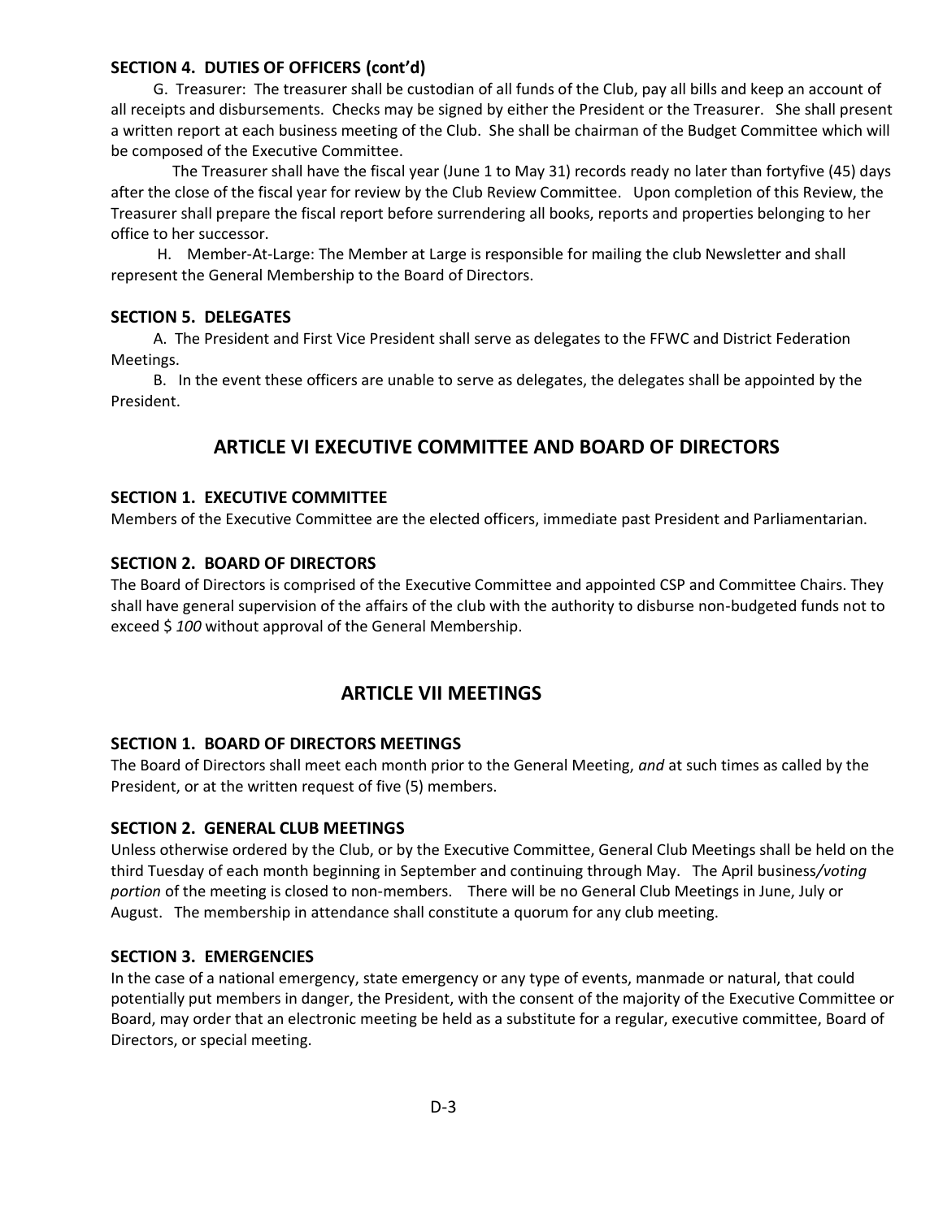### SECTION 4. DUTIES OF OFFICERS (cont'd)

G. Treasurer: The treasurer shall be custodian of all funds of the Club, pay all bills and keep an account of all receipts and disbursements. Checks may be signed by either the President or the Treasurer. She shall present a written report at each business meeting of the Club. She shall be chairman of the Budget Committee which will be composed of the Executive Committee.

The Treasurer shall have the fiscal year (June 1 to May 31) records ready no later than fortyfive (45) days after the close of the fiscal year for review by the Club Review Committee. Upon completion of this Review, the Treasurer shall prepare the fiscal report before surrendering all books, reports and properties belonging to her office to her successor.

H. Member-At-Large: The Member at Large is responsible for mailing the club Newsletter and shall represent the General Membership to the Board of Directors.

### SECTION 5. DELEGATES

A. The President and First Vice President shall serve as delegates to the FFWC and District Federation Meetings.

B. In the event these officers are unable to serve as delegates, the delegates shall be appointed by the President.

## ARTICLE VI EXECUTIVE COMMITTEE AND BOARD OF DIRECTORS

### SECTION 1. EXECUTIVE COMMITTEE

Members of the Executive Committee are the elected officers, immediate past President and Parliamentarian.

### SECTION 2. BOARD OF DIRECTORS

The Board of Directors is comprised of the Executive Committee and appointed CSP and Committee Chairs. They shall have general supervision of the affairs of the club with the authority to disburse non-budgeted funds not to exceed $ *100* without approval of the General Membership.

## ARTICLE VII MEETINGS

### SECTION 1. BOARD OF DIRECTORS MEETINGS

The Board of Directors shall meet each month prior to the General Meeting, *and* at such times as called by the President, or at the written request of five (5) members.

### SECTION 2. GENERAL CLUB MEETINGS

Unless otherwise ordered by the Club, or by the Executive Committee, General Club Meetings shall be held on the third Tuesday of each month beginning in September and continuing through May. The April business*/voting portion* of the meeting is closed to non-members. There will be no General Club Meetings in June, July or August. The membership in attendance shall constitute a quorum for any club meeting.

### SECTION 3. EMERGENCIES

In the case of a national emergency, state emergency or any type of events, manmade or natural, that could potentially put members in danger, the President, with the consent of the majority of the Executive Committee or Board, may order that an electronic meeting be held as a substitute for a regular, executive committee, Board of Directors, or special meeting.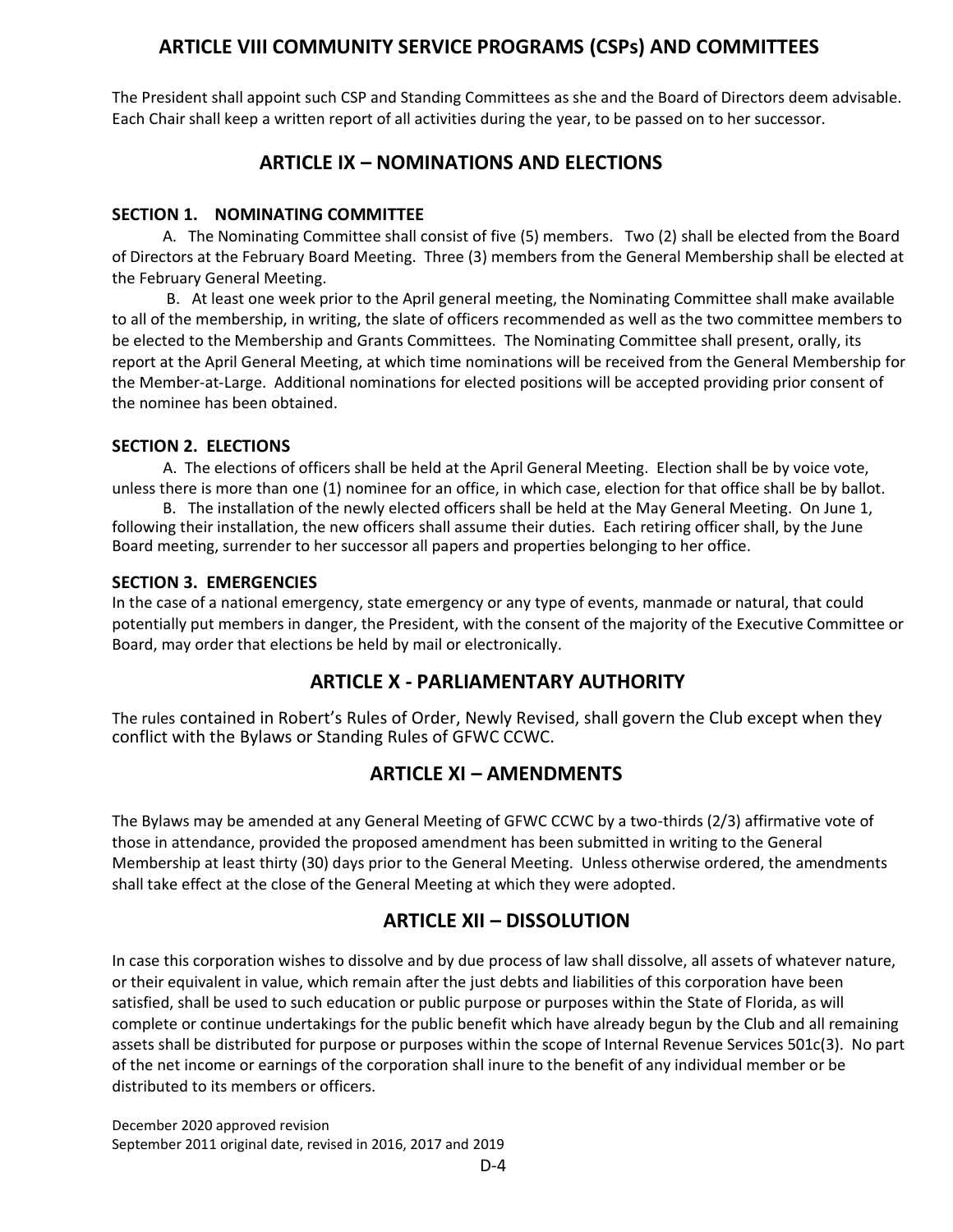## ARTICLE VIII COMMUNITY SERVICE PROGRAMS (CSPs) AND COMMITTEES

The President shall appoint such CSP and Standing Committees as she and the Board of Directors deem advisable. Each Chair shall keep a written report of all activities during the year, to be passed on to her successor.

## ARTICLE IX – NOMINATIONS AND ELECTIONS

### SECTION 1. NOMINATING COMMITTEE

A. The Nominating Committee shall consist of five (5) members. Two (2) shall be elected from the Board of Directors at the February Board Meeting. Three (3) members from the General Membership shall be elected at the February General Meeting.

B. At least one week prior to the April general meeting, the Nominating Committee shall make available to all of the membership, in writing, the slate of officers recommended as well as the two committee members to be elected to the Membership and Grants Committees. The Nominating Committee shall present, orally, its report at the April General Meeting, at which time nominations will be received from the General Membership for the Member-at-Large. Additional nominations for elected positions will be accepted providing prior consent of the nominee has been obtained.

### SECTION 2. ELECTIONS

A. The elections of officers shall be held at the April General Meeting. Election shall be by voice vote, unless there is more than one (1) nominee for an office, in which case, election for that office shall be by ballot.

B. The installation of the newly elected officers shall be held at the May General Meeting. On June 1, following their installation, the new officers shall assume their duties. Each retiring officer shall, by the June Board meeting, surrender to her successor all papers and properties belonging to her office.

### SECTION 3. EMERGENCIES

In the case of a national emergency, state emergency or any type of events, manmade or natural, that could potentially put members in danger, the President, with the consent of the majority of the Executive Committee or Board, may order that elections be held by mail or electronically.

## ARTICLE X - PARLIAMENTARY AUTHORITY

The rules contained in Robert's Rules of Order, Newly Revised, shall govern the Club except when they conflict with the Bylaws or Standing Rules of GFWC CCWC.

## ARTICLE XI – AMENDMENTS

The Bylaws may be amended at any General Meeting of GFWC CCWC by a two-thirds (2/3) affirmative vote of those in attendance, provided the proposed amendment has been submitted in writing to the General Membership at least thirty (30) days prior to the General Meeting. Unless otherwise ordered, the amendments shall take effect at the close of the General Meeting at which they were adopted.

## ARTICLE XII – DISSOLUTION

In case this corporation wishes to dissolve and by due process of law shall dissolve, all assets of whatever nature, or their equivalent in value, which remain after the just debts and liabilities of this corporation have been satisfied, shall be used to such education or public purpose or purposes within the State of Florida, as will complete or continue undertakings for the public benefit which have already begun by the Club and all remaining assets shall be distributed for purpose or purposes within the scope of Internal Revenue Services 501c(3). No part of the net income or earnings of the corporation shall inure to the benefit of any individual member or be distributed to its members or officers.

December 2020 approved revision
September 2011 original date, revised in 2016, 2017 and 2019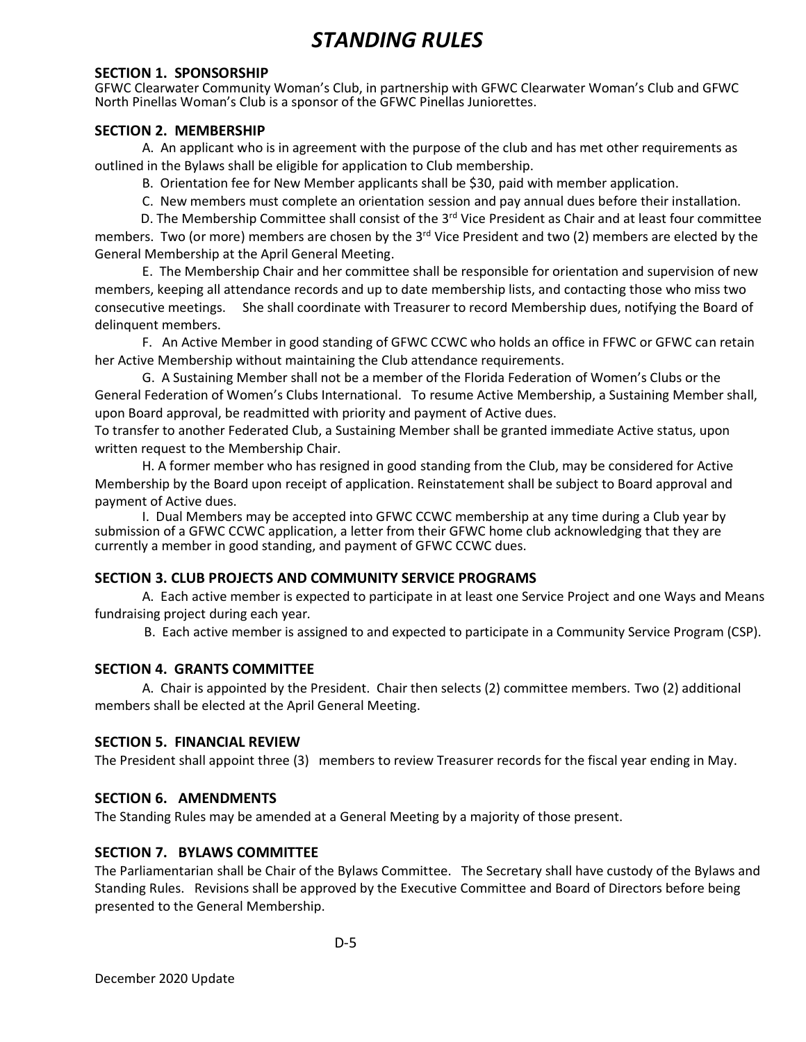# *STANDING RULES*

### SECTION 1. SPONSORSHIP

GFWC Clearwater Community Woman's Club, in partnership with GFWC Clearwater Woman's Club and GFWC North Pinellas Woman's Club is a sponsor of the GFWC Pinellas Juniorettes.

### SECTION 2. MEMBERSHIP

A. An applicant who is in agreement with the purpose of the club and has met other requirements as outlined in the Bylaws shall be eligible for application to Club membership.

B. Orientation fee for New Member applicants shall be $30, paid with member application.

C. New members must complete an orientation session and pay annual dues before their installation.

D. The Membership Committee shall consist of the 3rd Vice President as Chair and at least four committee members. Two (or more) members are chosen by the 3rd Vice President and two (2) members are elected by the General Membership at the April General Meeting.

E. The Membership Chair and her committee shall be responsible for orientation and supervision of new members, keeping all attendance records and up to date membership lists, and contacting those who miss two consecutive meetings. She shall coordinate with Treasurer to record Membership dues, notifying the Board of delinquent members.

F. An Active Member in good standing of GFWC CCWC who holds an office in FFWC or GFWC can retain her Active Membership without maintaining the Club attendance requirements.

G. A Sustaining Member shall not be a member of the Florida Federation of Women's Clubs or the General Federation of Women's Clubs International. To resume Active Membership, a Sustaining Member shall, upon Board approval, be readmitted with priority and payment of Active dues.
To transfer to another Federated Club, a Sustaining Member shall be granted immediate Active status, upon written request to the Membership Chair.

H. A former member who has resigned in good standing from the Club, may be considered for Active Membership by the Board upon receipt of application. Reinstatement shall be subject to Board approval and payment of Active dues.

I. Dual Members may be accepted into GFWC CCWC membership at any time during a Club year by submission of a GFWC CCWC application, a letter from their GFWC home club acknowledging that they are currently a member in good standing, and payment of GFWC CCWC dues.

### SECTION 3. CLUB PROJECTS AND COMMUNITY SERVICE PROGRAMS

A. Each active member is expected to participate in at least one Service Project and one Ways and Means fundraising project during each year.

B. Each active member is assigned to and expected to participate in a Community Service Program (CSP).

### SECTION 4. GRANTS COMMITTEE

A. Chair is appointed by the President. Chair then selects (2) committee members. Two (2) additional members shall be elected at the April General Meeting.

### SECTION 5. FINANCIAL REVIEW

The President shall appoint three (3) members to review Treasurer records for the fiscal year ending in May.

### SECTION 6. AMENDMENTS

The Standing Rules may be amended at a General Meeting by a majority of those present.

### SECTION 7. BYLAWS COMMITTEE

The Parliamentarian shall be Chair of the Bylaws Committee. The Secretary shall have custody of the Bylaws and Standing Rules. Revisions shall be approved by the Executive Committee and Board of Directors before being presented to the General Membership.

December 2020 Update